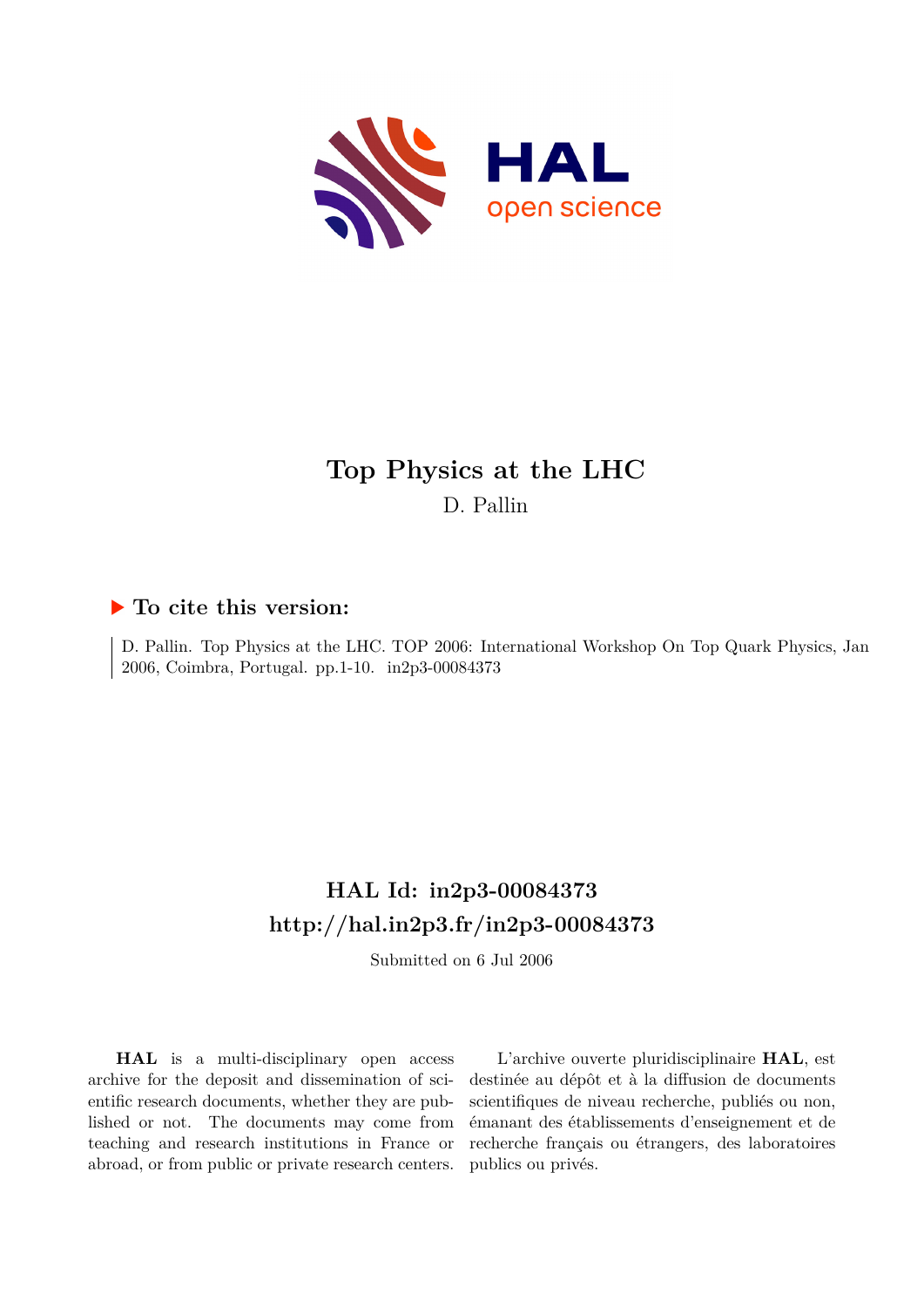# Top Physics at the LHC

D. Pallin

## ▶ To cite this version:

D. Pallin. Top Physics at the LHC. TOP 2006: International Workshop On Top Quark Physics, Jan 2006, Coimbra, Portugal. pp.1-10. in2p3-00084373

## HAL Id: in2p3-00084373

## http://hal.in2p3.fr/in2p3-00084373

Submitted on 6 Jul 2006

**HAL** is a multi-disciplinary open access archive for the deposit and dissemination of scientific research documents, whether they are published or not. The documents may come from teaching and research institutions in France or abroad, or from public or private research centers.

L'archive ouverte pluridisciplinaire **HAL**, est destinée au dépôt et à la diffusion de documents scientifiques de niveau recherche, publiés ou non, émanant des établissements d'enseignement et de recherche français ou étrangers, des laboratoires publics ou privés.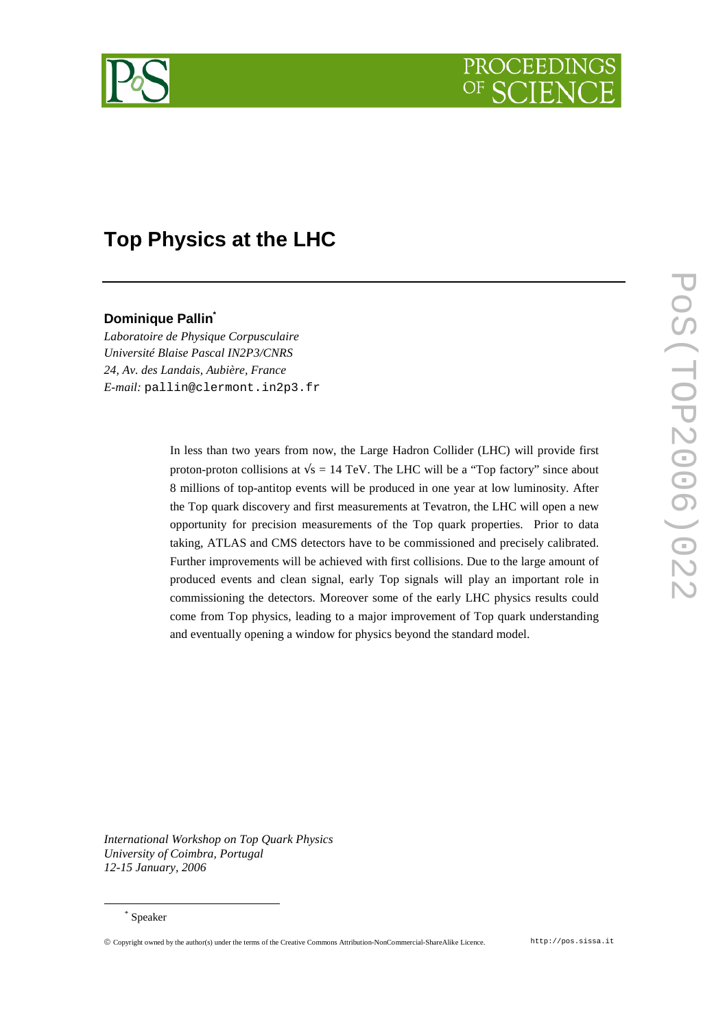# Top Physics at the LHC

**Dominique Pallin**[*]

*Laboratoire de Physique Corpusculaire*
*Université Blaise Pascal IN2P3/CNRS*
*24, Av. des Landais, Aubière, France*
*E-mail:* pallin@clermont.in2p3.fr

In less than two years from now, the Large Hadron Collider (LHC) will provide first proton-proton collisions at $\sqrt{s}$ = 14 TeV. The LHC will be a "Top factory" since about 8 millions of top-antitop events will be produced in one year at low luminosity. After the Top quark discovery and first measurements at Tevatron, the LHC will open a new opportunity for precision measurements of the Top quark properties. Prior to data taking, ATLAS and CMS detectors have to be commissioned and precisely calibrated. Further improvements will be achieved with first collisions. Due to the large amount of produced events and clean signal, early Top signals will play an important role in commissioning the detectors. Moreover some of the early LHC physics results could come from Top physics, leading to a major improvement of Top quark understanding and eventually opening a window for physics beyond the standard model.

*International Workshop on Top Quark Physics*
*University of Coimbra, Portugal*
*12-15 January, 2006*

[*] Speaker

© Copyright owned by the author(s) under the terms of the Creative Commons Attribution-NonCommercial-ShareAlike Licence. http://pos.sissa.it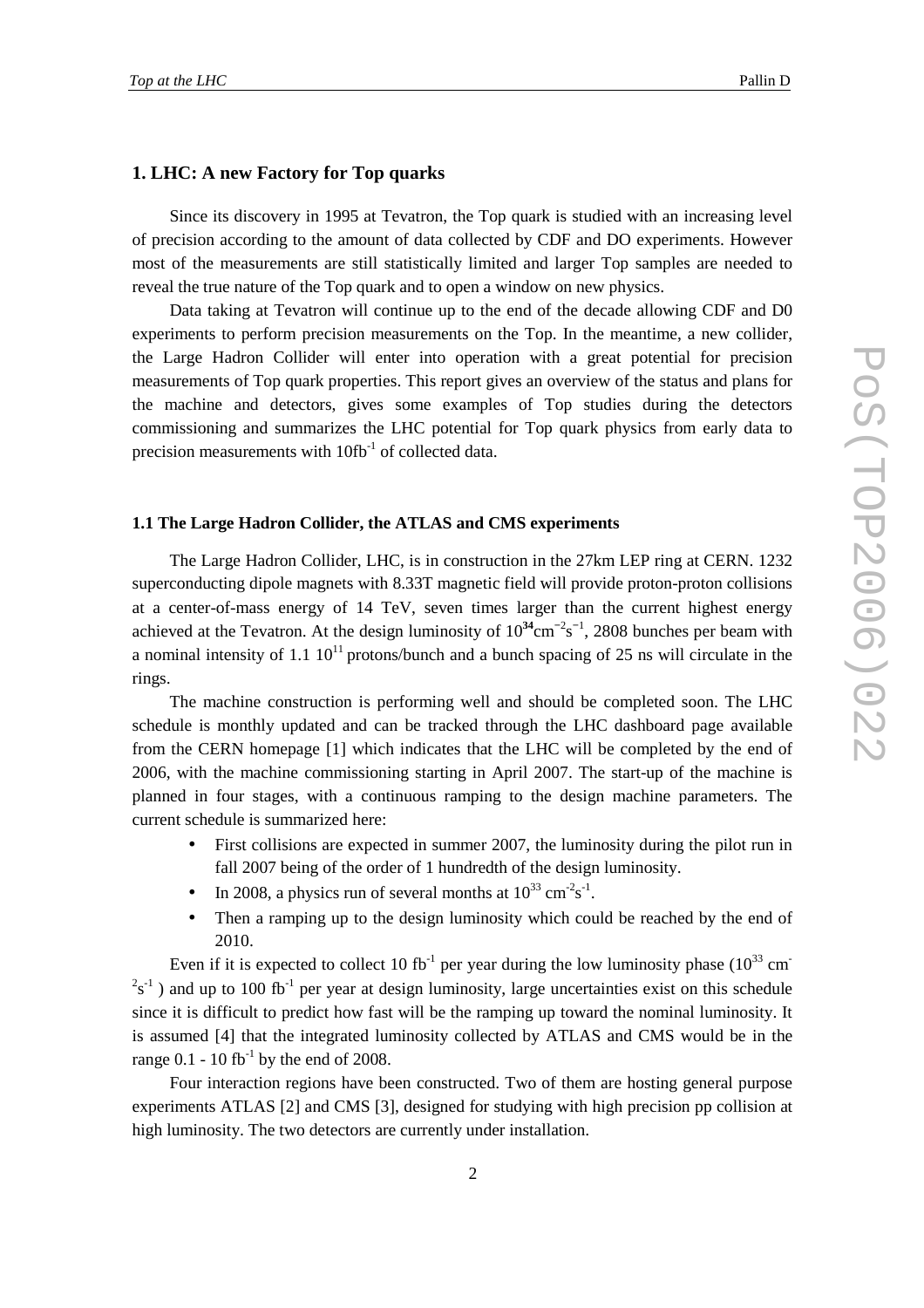## 1. LHC: A new Factory for Top quarks

Since its discovery in 1995 at Tevatron, the Top quark is studied with an increasing level of precision according to the amount of data collected by CDF and DO experiments. However most of the measurements are still statistically limited and larger Top samples are needed to reveal the true nature of the Top quark and to open a window on new physics.

Data taking at Tevatron will continue up to the end of the decade allowing CDF and D0 experiments to perform precision measurements on the Top. In the meantime, a new collider, the Large Hadron Collider will enter into operation with a great potential for precision measurements of Top quark properties. This report gives an overview of the status and plans for the machine and detectors, gives some examples of Top studies during the detectors commissioning and summarizes the LHC potential for Top quark physics from early data to precision measurements with $10\text{fb}^{-1}$ of collected data.

### 1.1 The Large Hadron Collider, the ATLAS and CMS experiments

The Large Hadron Collider, LHC, is in construction in the 27km LEP ring at CERN. 1232 superconducting dipole magnets with 8.33T magnetic field will provide proton-proton collisions at a center-of-mass energy of 14 TeV, seven times larger than the current highest energy achieved at the Tevatron. At the design luminosity of $10^{34}\text{cm}^{-2}\text{s}^{-1}$, 2808 bunches per beam with a nominal intensity of $1.1\ 10^{11}$ protons/bunch and a bunch spacing of 25 ns will circulate in the rings.

The machine construction is performing well and should be completed soon. The LHC schedule is monthly updated and can be tracked through the LHC dashboard page available from the CERN homepage [1] which indicates that the LHC will be completed by the end of 2006, with the machine commissioning starting in April 2007. The start-up of the machine is planned in four stages, with a continuous ramping to the design machine parameters. The current schedule is summarized here:

- First collisions are expected in summer 2007, the luminosity during the pilot run in fall 2007 being of the order of 1 hundredth of the design luminosity.
- In 2008, a physics run of several months at $10^{33}\ \text{cm}^{-2}\text{s}^{-1}$.
- Then a ramping up to the design luminosity which could be reached by the end of 2010.

Even if it is expected to collect 10 $\text{fb}^{-1}$ per year during the low luminosity phase ($10^{33}\ \text{cm}^{-2}\text{s}^{-1}$ ) and up to 100 $\text{fb}^{-1}$ per year at design luminosity, large uncertainties exist on this schedule since it is difficult to predict how fast will be the ramping up toward the nominal luminosity. It is assumed [4] that the integrated luminosity collected by ATLAS and CMS would be in the range 0.1 - 10 $\text{fb}^{-1}$ by the end of 2008.

Four interaction regions have been constructed. Two of them are hosting general purpose experiments ATLAS [2] and CMS [3], designed for studying with high precision pp collision at high luminosity. The two detectors are currently under installation.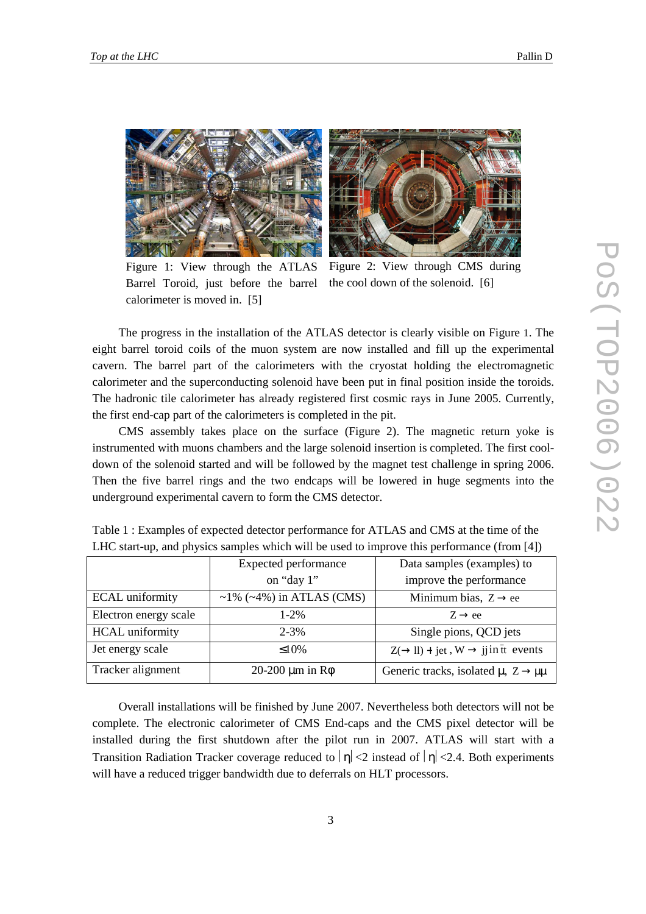Figure 1: View through the ATLAS Barrel Toroid, just before the barrel calorimeter is moved in. [5]

Figure 2: View through CMS during the cool down of the solenoid. [6]

The progress in the installation of the ATLAS detector is clearly visible on Figure 1. The eight barrel toroid coils of the muon system are now installed and fill up the experimental cavern. The barrel part of the calorimeters with the cryostat holding the electromagnetic calorimeter and the superconducting solenoid have been put in final position inside the toroids. The hadronic tile calorimeter has already registered first cosmic rays in June 2005. Currently, the first end-cap part of the calorimeters is completed in the pit.

CMS assembly takes place on the surface (Figure 2). The magnetic return yoke is instrumented with muons chambers and the large solenoid insertion is completed. The first cool-down of the solenoid started and will be followed by the magnet test challenge in spring 2006. Then the five barrel rings and the two endcaps will be lowered in huge segments into the underground experimental cavern to form the CMS detector.

Table 1 : Examples of expected detector performance for ATLAS and CMS at the time of the LHC start-up, and physics samples which will be used to improve this performance (from [4])

| | Expected performance on "day 1" | Data samples (examples) to improve the performance |
|---|---|---|
| ECAL uniformity | ~1% (~4%) in ATLAS (CMS) | Minimum bias, $Z \rightarrow ee$ |
| Electron energy scale | 1-2% | $Z \rightarrow ee$ |
| HCAL uniformity | 2-3% | Single pions, QCD jets |
| Jet energy scale | ≤10% | $Z(\rightarrow ll) + \text{jet}$, $W \rightarrow jj$ in $t\bar{t}$ events |
| Tracker alignment | 20-200 μm in Rφ | Generic tracks, isolated μ, $Z \rightarrow \mu\mu$ |

Overall installations will be finished by June 2007. Nevertheless both detectors will not be complete. The electronic calorimeter of CMS End-caps and the CMS pixel detector will be installed during the first shutdown after the pilot run in 2007. ATLAS will start with a Transition Radiation Tracker coverage reduced to $|\eta|<2$ instead of $|\eta|<2.4$. Both experiments will have a reduced trigger bandwidth due to deferrals on HLT processors.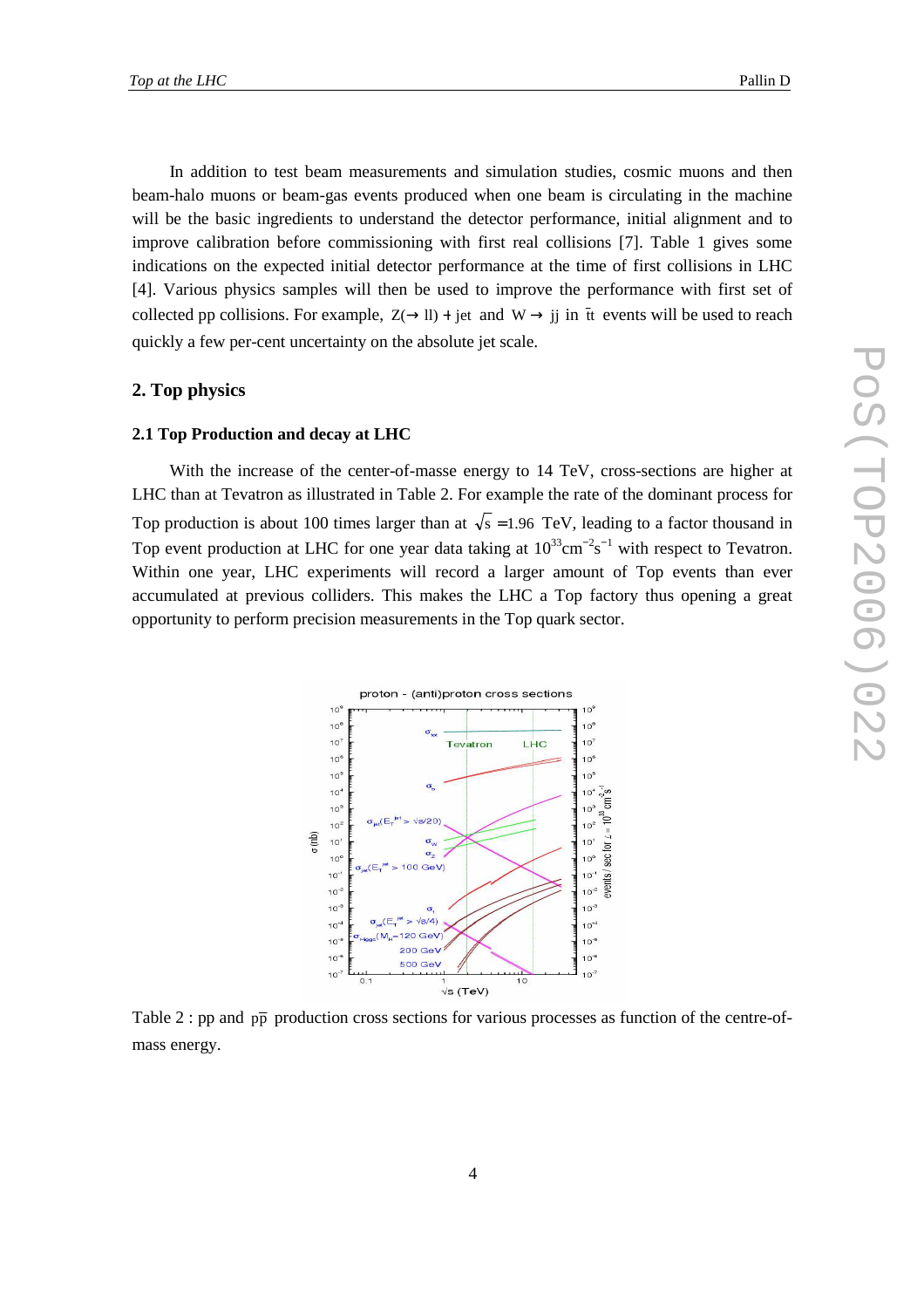In addition to test beam measurements and simulation studies, cosmic muons and then beam-halo muons or beam-gas events produced when one beam is circulating in the machine will be the basic ingredients to understand the detector performance, initial alignment and to improve calibration before commissioning with first real collisions [7]. Table 1 gives some indications on the expected initial detector performance at the time of first collisions in LHC [4]. Various physics samples will then be used to improve the performance with first set of collected pp collisions. For example, $Z(\rightarrow ll) + \text{jet}$ and $W \rightarrow jj$ in $t\bar{t}$ events will be used to reach quickly a few per-cent uncertainty on the absolute jet scale.

## 2. Top physics

### 2.1 Top Production and decay at LHC

With the increase of the center-of-masse energy to 14 TeV, cross-sections are higher at LHC than at Tevatron as illustrated in Table 2. For example the rate of the dominant process for Top production is about 100 times larger than at $\sqrt{s} = 1.96$ TeV, leading to a factor thousand in Top event production at LHC for one year data taking at $10^{33}\text{cm}^{-2}\text{s}^{-1}$ with respect to Tevatron. Within one year, LHC experiments will record a larger amount of Top events than ever accumulated at previous colliders. This makes the LHC a Top factory thus opening a great opportunity to perform precision measurements in the Top quark sector.

Table 2 : pp and $p\bar{p}$ production cross sections for various processes as function of the centre-of-mass energy.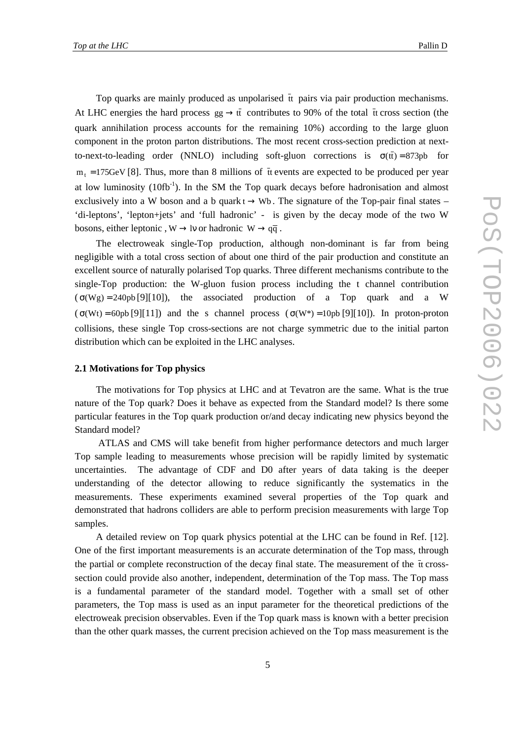Top quarks are mainly produced as unpolarised $\bar{t}t$ pairs via pair production mechanisms. At LHC energies the hard process $gg \rightarrow t\bar{t}$ contributes to 90% of the total $\bar{t}t$ cross section (the quark annihilation process accounts for the remaining 10%) according to the large gluon component in the proton parton distributions. The most recent cross-section prediction at next-to-next-to-leading order (NNLO) including soft-gluon corrections is $\sigma(t\bar{t}) = 873\text{pb}$ for $m_t = 175\text{GeV}$ [8]. Thus, more than 8 millions of $\bar{t}t$ events are expected to be produced per year at low luminosity (10fb$^{-1}$). In the SM the Top quark decays before hadronisation and almost exclusively into a W boson and a b quark $t \rightarrow Wb$. The signature of the Top-pair final states – 'di-leptons', 'lepton+jets' and 'full hadronic' - is given by the decay mode of the two W bosons, either leptonic , $W \rightarrow l\nu$ or hadronic $W \rightarrow q\bar{q}$ .

The electroweak single-Top production, although non-dominant is far from being negligible with a total cross section of about one third of the pair production and constitute an excellent source of naturally polarised Top quarks. Three different mechanisms contribute to the single-Top production: the W-gluon fusion process including the t channel contribution ($\sigma(Wg) = 240\text{pb}$ [9][10]), the associated production of a Top quark and a W ($\sigma(Wt) = 60\text{pb}$ [9][11]) and the s channel process ($\sigma(W^*) = 10\text{pb}$ [9][10]). In proton-proton collisions, these single Top cross-sections are not charge symmetric due to the initial parton distribution which can be exploited in the LHC analyses.

### 2.1 Motivations for Top physics

The motivations for Top physics at LHC and at Tevatron are the same. What is the true nature of the Top quark? Does it behave as expected from the Standard model? Is there some particular features in the Top quark production or/and decay indicating new physics beyond the Standard model?

ATLAS and CMS will take benefit from higher performance detectors and much larger Top sample leading to measurements whose precision will be rapidly limited by systematic uncertainties. The advantage of CDF and D0 after years of data taking is the deeper understanding of the detector allowing to reduce significantly the systematics in the measurements. These experiments examined several properties of the Top quark and demonstrated that hadrons colliders are able to perform precision measurements with large Top samples.

A detailed review on Top quark physics potential at the LHC can be found in Ref. [12]. One of the first important measurements is an accurate determination of the Top mass, through the partial or complete reconstruction of the decay final state. The measurement of the $\bar{t}t$ cross-section could provide also another, independent, determination of the Top mass. The Top mass is a fundamental parameter of the standard model. Together with a small set of other parameters, the Top mass is used as an input parameter for the theoretical predictions of the electroweak precision observables. Even if the Top quark mass is known with a better precision than the other quark masses, the current precision achieved on the Top mass measurement is the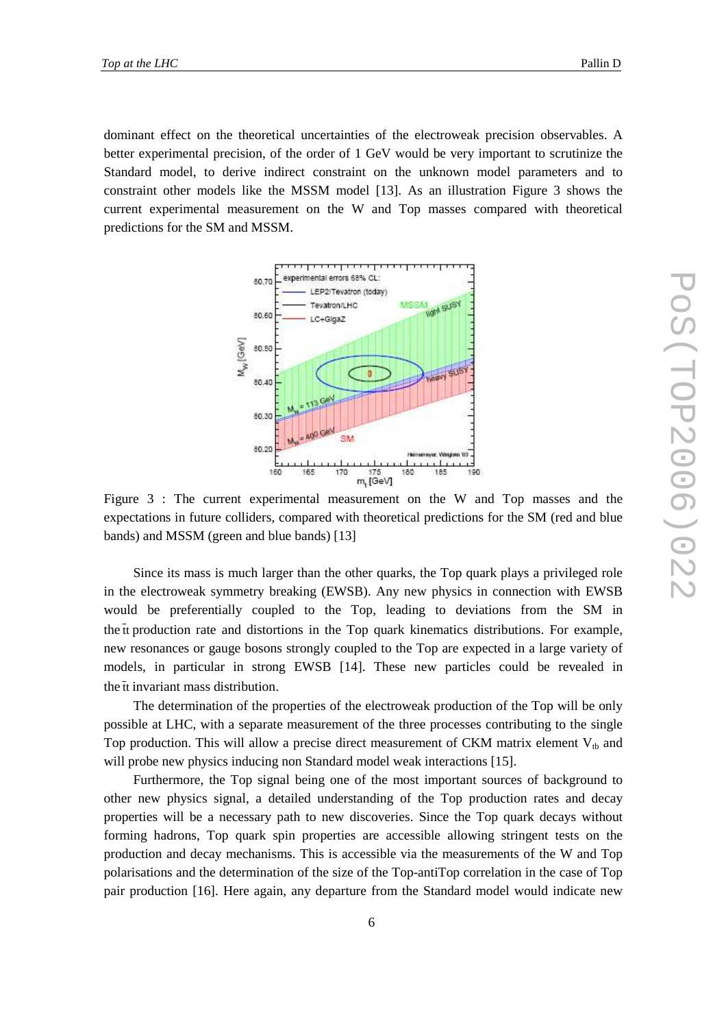dominant effect on the theoretical uncertainties of the electroweak precision observables. A better experimental precision, of the order of 1 GeV would be very important to scrutinize the Standard model, to derive indirect constraint on the unknown model parameters and to constraint other models like the MSSM model [13]. As an illustration Figure 3 shows the current experimental measurement on the W and Top masses compared with theoretical predictions for the SM and MSSM.

Figure 3 : The current experimental measurement on the W and Top masses and the expectations in future colliders, compared with theoretical predictions for the SM (red and blue bands) and MSSM (green and blue bands) [13]

Since its mass is much larger than the other quarks, the Top quark plays a privileged role in the electroweak symmetry breaking (EWSB). Any new physics in connection with EWSB would be preferentially coupled to the Top, leading to deviations from the SM in the $t\bar{t}$ production rate and distortions in the Top quark kinematics distributions. For example, new resonances or gauge bosons strongly coupled to the Top are expected in a large variety of models, in particular in strong EWSB [14]. These new particles could be revealed in the $t\bar{t}$ invariant mass distribution.

The determination of the properties of the electroweak production of the Top will be only possible at LHC, with a separate measurement of the three processes contributing to the single Top production. This will allow a precise direct measurement of CKM matrix element $V_{tb}$ and will probe new physics inducing non Standard model weak interactions [15].

Furthermore, the Top signal being one of the most important sources of background to other new physics signal, a detailed understanding of the Top production rates and decay properties will be a necessary path to new discoveries. Since the Top quark decays without forming hadrons, Top quark spin properties are accessible allowing stringent tests on the production and decay mechanisms. This is accessible via the measurements of the W and Top polarisations and the determination of the size of the Top-antiTop correlation in the case of Top pair production [16]. Here again, any departure from the Standard model would indicate new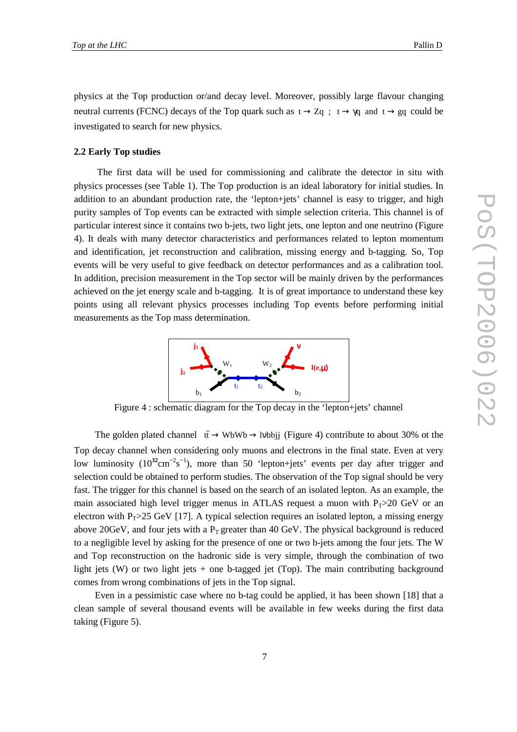physics at the Top production or/and decay level. Moreover, possibly large flavour changing neutral currents (FCNC) decays of the Top quark such as $t \rightarrow Zq$ ; $t \rightarrow \gamma q$ and $t \rightarrow gq$ could be investigated to search for new physics.

### 2.2 Early Top studies

The first data will be used for commissioning and calibrate the detector in situ with physics processes (see Table 1). The Top production is an ideal laboratory for initial studies. In addition to an abundant production rate, the 'lepton+jets' channel is easy to trigger, and high purity samples of Top events can be extracted with simple selection criteria. This channel is of particular interest since it contains two b-jets, two light jets, one lepton and one neutrino (Figure 4). It deals with many detector characteristics and performances related to lepton momentum and identification, jet reconstruction and calibration, missing energy and b-tagging. So, Top events will be very useful to give feedback on detector performances and as a calibration tool. In addition, precision measurement in the Top sector will be mainly driven by the performances achieved on the jet energy scale and b-tagging. It is of great importance to understand these key points using all relevant physics processes including Top events before performing initial measurements as the Top mass determination.

Figure 4 : schematic diagram for the Top decay in the 'lepton+jets' channel

The golden plated channel $t\bar{t} \rightarrow WbWb \rightarrow l\nu bbjj$ (Figure 4) contribute to about 30% ot the Top decay channel when considering only muons and electrons in the final state. Even at very low luminosity ($10^{32}cm^{-2}s^{-1}$), more than 50 'lepton+jets' events per day after trigger and selection could be obtained to perform studies. The observation of the Top signal should be very fast. The trigger for this channel is based on the search of an isolated lepton. As an example, the main associated high level trigger menus in ATLAS request a muon with $P_T$>20 GeV or an electron with $P_T$>25 GeV [17]. A typical selection requires an isolated lepton, a missing energy above 20GeV, and four jets with a $P_T$ greater than 40 GeV. The physical background is reduced to a negligible level by asking for the presence of one or two b-jets among the four jets. The W and Top reconstruction on the hadronic side is very simple, through the combination of two light jets (W) or two light jets + one b-tagged jet (Top). The main contributing background comes from wrong combinations of jets in the Top signal.

Even in a pessimistic case where no b-tag could be applied, it has been shown [18] that a clean sample of several thousand events will be available in few weeks during the first data taking (Figure 5).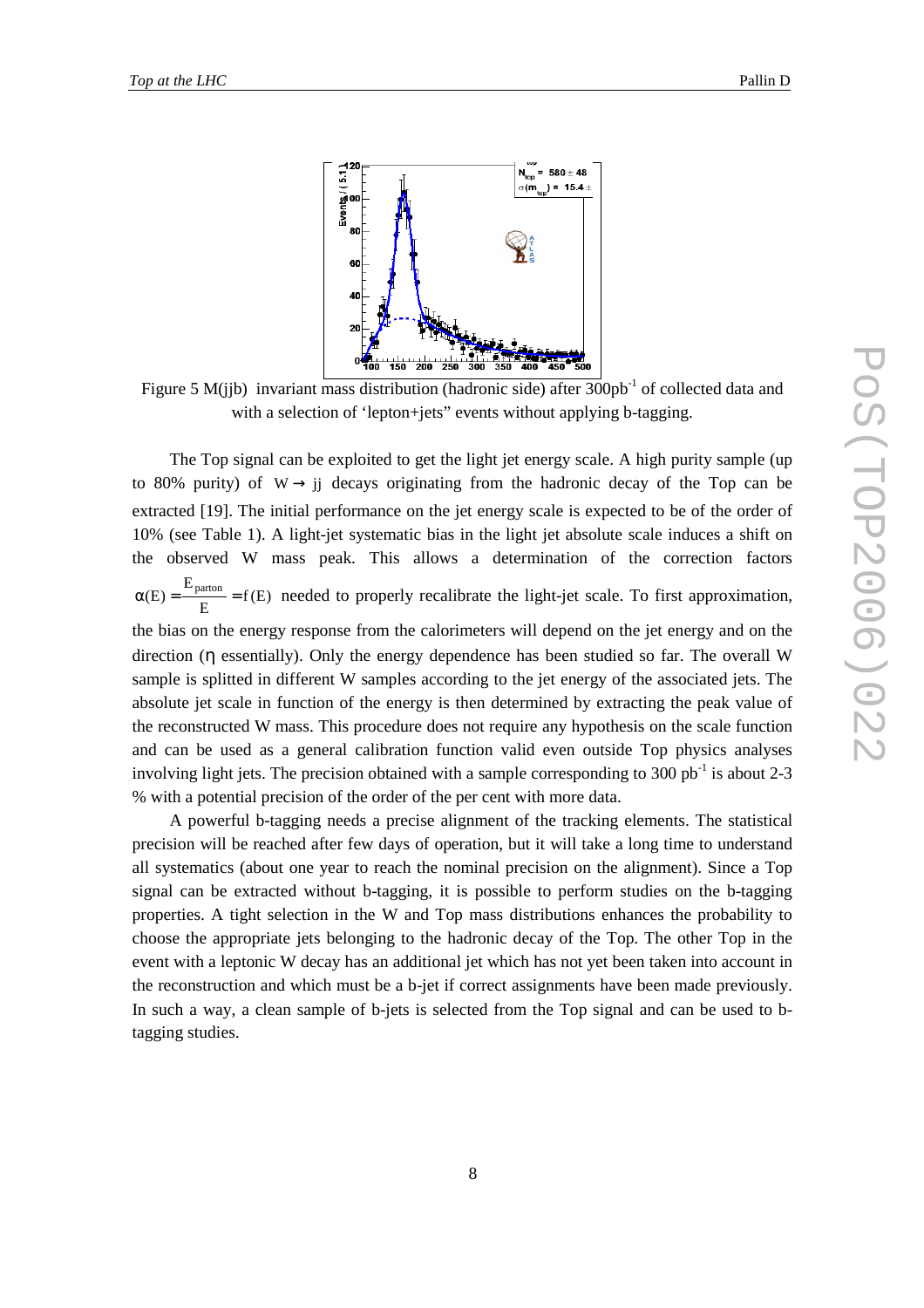Figure 5 M(jjb) invariant mass distribution (hadronic side) after $300\text{pb}^{-1}$ of collected data and with a selection of 'lepton+jets" events without applying b-tagging.

The Top signal can be exploited to get the light jet energy scale. A high purity sample (up to 80% purity) of $W \rightarrow jj$ decays originating from the hadronic decay of the Top can be extracted [19]. The initial performance on the jet energy scale is expected to be of the order of 10% (see Table 1). A light-jet systematic bias in the light jet absolute scale induces a shift on the observed W mass peak. This allows a determination of the correction factors $\alpha(E) = \frac{E_{parton}}{E} = f(E)$ needed to properly recalibrate the light-jet scale. To first approximation, the bias on the energy response from the calorimeters will depend on the jet energy and on the direction ($\eta$ essentially). Only the energy dependence has been studied so far. The overall W sample is splitted in different W samples according to the jet energy of the associated jets. The absolute jet scale in function of the energy is then determined by extracting the peak value of the reconstructed W mass. This procedure does not require any hypothesis on the scale function and can be used as a general calibration function valid even outside Top physics analyses involving light jets. The precision obtained with a sample corresponding to 300 $\text{pb}^{-1}$ is about 2-3 % with a potential precision of the order of the per cent with more data.

A powerful b-tagging needs a precise alignment of the tracking elements. The statistical precision will be reached after few days of operation, but it will take a long time to understand all systematics (about one year to reach the nominal precision on the alignment). Since a Top signal can be extracted without b-tagging, it is possible to perform studies on the b-tagging properties. A tight selection in the W and Top mass distributions enhances the probability to choose the appropriate jets belonging to the hadronic decay of the Top. The other Top in the event with a leptonic W decay has an additional jet which has not yet been taken into account in the reconstruction and which must be a b-jet if correct assignments have been made previously. In such a way, a clean sample of b-jets is selected from the Top signal and can be used to b-tagging studies.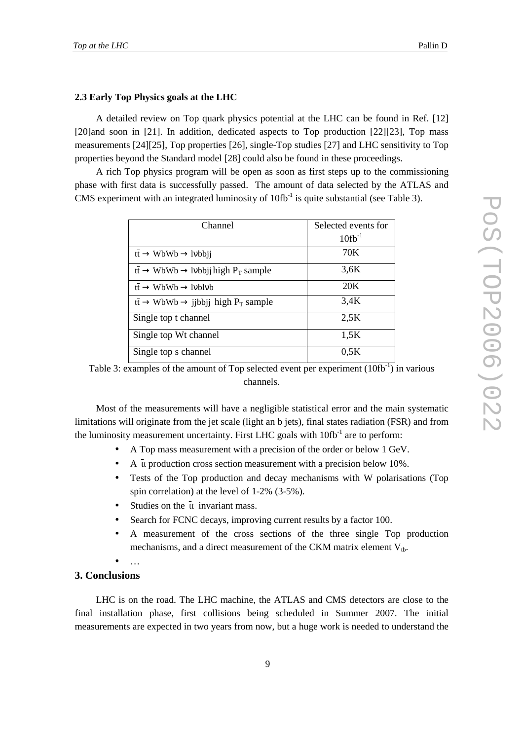### 2.3 Early Top Physics goals at the LHC

A detailed review on Top quark physics potential at the LHC can be found in Ref. [12] [20]and soon in [21]. In addition, dedicated aspects to Top production [22][23], Top mass measurements [24][25], Top properties [26], single-Top studies [27] and LHC sensitivity to Top properties beyond the Standard model [28] could also be found in these proceedings.

A rich Top physics program will be open as soon as first steps up to the commissioning phase with first data is successfully passed. The amount of data selected by the ATLAS and CMS experiment with an integrated luminosity of $10fb^{-1}$ is quite substantial (see Table 3).

| Channel | Selected events for $10fb^{-1}$ |
|---|---|
| $t\bar{t} \rightarrow WbWb \rightarrow l\nu bbjj$ | 70K |
| $t\bar{t} \rightarrow WbWb \rightarrow l\nu bbjj$ high $P_T$ sample | 3,6K |
| $t\bar{t} \rightarrow WbWb \rightarrow l\nu bl\nu b$ | 20K |
| $t\bar{t} \rightarrow WbWb \rightarrow jjbbjj$ high $P_T$ sample | 3,4K |
| Single top t channel | 2,5K |
| Single top Wt channel | 1,5K |
| Single top s channel | 0,5K |

Table 3: examples of the amount of Top selected event per experiment ($10fb^{-1}$) in various channels.

Most of the measurements will have a negligible statistical error and the main systematic limitations will originate from the jet scale (light an b jets), final states radiation (FSR) and from the luminosity measurement uncertainty. First LHC goals with $10fb^{-1}$ are to perform:

- A Top mass measurement with a precision of the order or below 1 GeV.
- A $t\bar{t}$ production cross section measurement with a precision below 10%.
- Tests of the Top production and decay mechanisms with W polarisations (Top spin correlation) at the level of 1-2% (3-5%).
- Studies on the $t\bar{t}$ invariant mass.
- Search for FCNC decays, improving current results by a factor 100.
- A measurement of the cross sections of the three single Top production mechanisms, and a direct measurement of the CKM matrix element $V_{tb}$.
- …

## 3. Conclusions

LHC is on the road. The LHC machine, the ATLAS and CMS detectors are close to the final installation phase, first collisions being scheduled in Summer 2007. The initial measurements are expected in two years from now, but a huge work is needed to understand the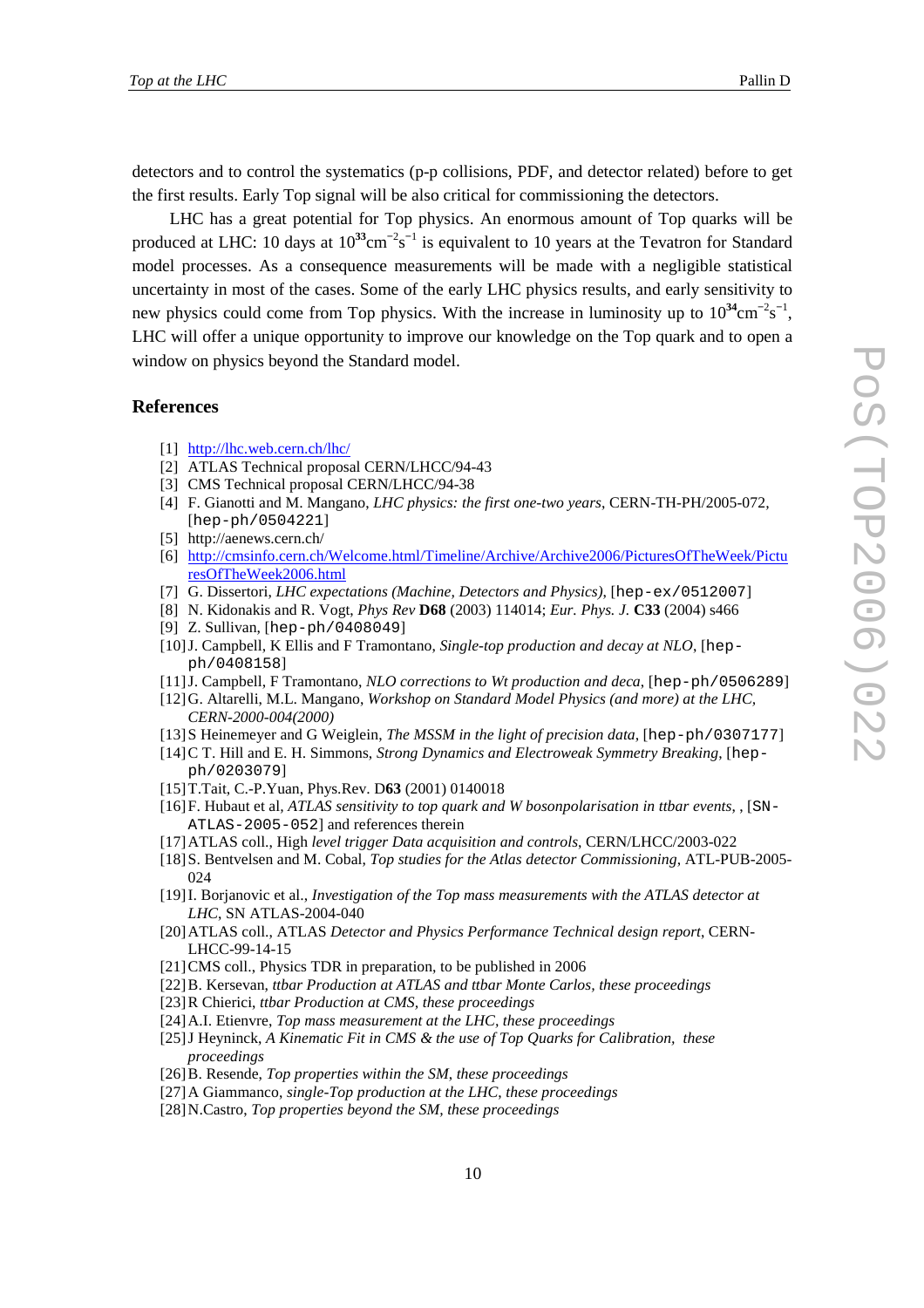detectors and to control the systematics (p-p collisions, PDF, and detector related) before to get the first results. Early Top signal will be also critical for commissioning the detectors.

LHC has a great potential for Top physics. An enormous amount of Top quarks will be produced at LHC: 10 days at $10^{33}cm^{-2}s^{-1}$ is equivalent to 10 years at the Tevatron for Standard model processes. As a consequence measurements will be made with a negligible statistical uncertainty in most of the cases. Some of the early LHC physics results, and early sensitivity to new physics could come from Top physics. With the increase in luminosity up to $10^{34}cm^{-2}s^{-1}$, LHC will offer a unique opportunity to improve our knowledge on the Top quark and to open a window on physics beyond the Standard model.

## References

[1] http://lhc.web.cern.ch/lhc/
[2] ATLAS Technical proposal CERN/LHCC/94-43
[3] CMS Technical proposal CERN/LHCC/94-38
[4] F. Gianotti and M. Mangano, *LHC physics: the first one-two years*, CERN-TH-PH/2005-072, [hep-ph/0504221]
[5] http://aenews.cern.ch/
[6] http://cmsinfo.cern.ch/Welcome.html/Timeline/Archive/Archive2006/PicturesOfTheWeek/PicturesOfTheWeek2006.html
[7] G. Dissertori, *LHC expectations (Machine, Detectors and Physics)*, [hep-ex/0512007]
[8] N. Kidonakis and R. Vogt, *Phys Rev* **D68** (2003) 114014; *Eur. Phys. J.* **C33** (2004) s466
[9] Z. Sullivan, [hep-ph/0408049]
[10] J. Campbell, K Ellis and F Tramontano, *Single-top production and decay at NLO*, [hep-ph/0408158]
[11] J. Campbell, F Tramontano, *NLO corrections to Wt production and deca*, [hep-ph/0506289]
[12] G. Altarelli, M.L. Mangano, *Workshop on Standard Model Physics (and more) at the LHC, CERN-2000-004(2000)*
[13] S Heinemeyer and G Weiglein, *The MSSM in the light of precision data*, [hep-ph/0307177]
[14] C T. Hill and E. H. Simmons, *Strong Dynamics and Electroweak Symmetry Breaking*, [hep-ph/0203079]
[15] T.Tait, C.-P.Yuan, Phys.Rev. D**63** (2001) 0140018
[16] F. Hubaut et al, *ATLAS sensitivity to top quark and W bosonpolarisation in ttbar events*, , [SN-ATLAS-2005-052] and references therein
[17] ATLAS coll., High *level trigger Data acquisition and controls*, CERN/LHCC/2003-022
[18] S. Bentvelsen and M. Cobal, *Top studies for the Atlas detector Commissioning*, ATL-PUB-2005-024
[19] I. Borjanovic et al., *Investigation of the Top mass measurements with the ATLAS detector at LHC*, SN ATLAS-2004-040
[20] ATLAS coll., ATLAS *Detector and Physics Performance Technical design report*, CERN-LHCC-99-14-15
[21] CMS coll., Physics TDR in preparation, to be published in 2006
[22] B. Kersevan, *ttbar Production at ATLAS and ttbar Monte Carlos, these proceedings*
[23] R Chierici, *ttbar Production at CMS, these proceedings*
[24] A.I. Etienvre, *Top mass measurement at the LHC, these proceedings*
[25] J Heyninck, *A Kinematic Fit in CMS & the use of Top Quarks for Calibration, these proceedings*
[26] B. Resende, *Top properties within the SM, these proceedings*
[27] A Giammanco, *single-Top production at the LHC, these proceedings*
[28] N.Castro, *Top properties beyond the SM, these proceedings*